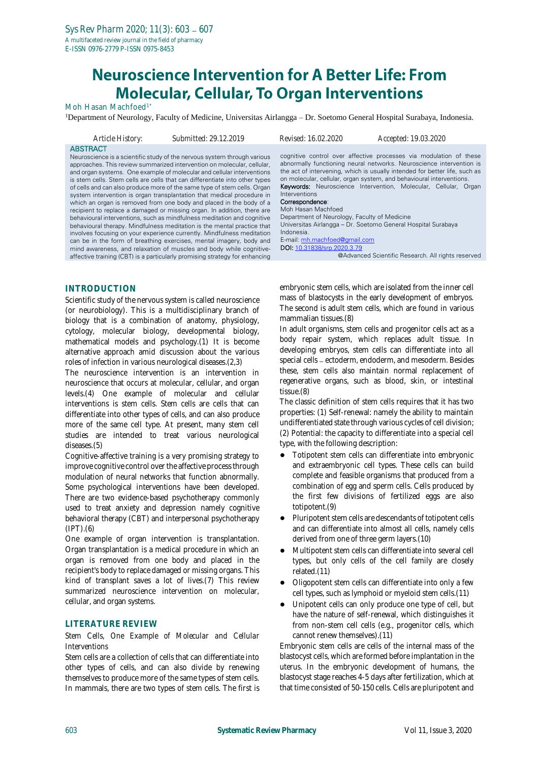# Neuroscience Intervention for A Better Life: From Molecular, Cellular, To Organ Interventions

Moh Hasan Machfoed[1*]

[1]Department of Neurology, Faculty of Medicine, Universitas Airlangga – Dr. Soetomo General Hospital Surabaya, Indonesia.

*Article History:* Submitted: 29.12.2019 Revised: 16.02.2020 Accepted: 19.03.2020

## ABSTRACT

Neuroscience is a scientific study of the nervous system through various approaches. This review summarized intervention on molecular, cellular, and organ systems. One example of molecular and cellular interventions is stem cells. Stem cells are cells that can differentiate into other types of cells and can also produce more of the same type of stem cells. Organ system intervention is organ transplantation that medical procedure in which an organ is removed from one body and placed in the body of a recipient to replace a damaged or missing organ. In addition, there are behavioural interventions, such as mindfulness meditation and cognitive behavioural therapy. Mindfulness meditation is the mental practice that involves focusing on your experience currently. Mindfulness meditation can be in the form of breathing exercises, mental imagery, body and mind awareness, and relaxation of muscles and body while cognitive-affective training (CBT) is a particularly promising strategy for enhancing cognitive control over affective processes via modulation of these abnormally functioning neural networks. Neuroscience intervention is the act of intervening, which is usually intended for better life, such as on molecular, cellular, organ system, and behavioural interventions.

**Keywords:** Neuroscience Intervention, Molecular, Cellular, Organ Interventions

**Correspondence**:
Moh Hasan Machfoed
Department of Neurology, Faculty of Medicine
Universitas Airlangga – Dr. Soetomo General Hospital Surabaya Indonesia.
E-mail: mh.machfoed@gmail.com
**DOI:** 10.31838/srp.2020.3.79

@Advanced Scientific Research. All rights reserved

## INTRODUCTION

Scientific study of the nervous system is called neuroscience (or neurobiology). This is a multidisciplinary branch of biology that is a combination of anatomy, physiology, cytology, molecular biology, developmental biology, mathematical models and psychology.(1) It is become alternative approach amid discussion about the various roles of infection in various neurological diseases.(2,3)

The neuroscience intervention is an intervention in neuroscience that occurs at molecular, cellular, and organ levels.(4) One example of molecular and cellular interventions is stem cells. Stem cells are cells that can differentiate into other types of cells, and can also produce more of the same cell type. At present, many stem cell studies are intended to treat various neurological diseases.(5)

Cognitive-affective training is a very promising strategy to improve cognitive control over the affective process through modulation of neural networks that function abnormally. Some psychological interventions have been developed. There are two evidence-based psychotherapy commonly used to treat anxiety and depression namely cognitive behavioral therapy (CBT) and interpersonal psychotherapy (IPT).(6)

One example of organ intervention is transplantation. Organ transplantation is a medical procedure in which an organ is removed from one body and placed in the recipient's body to replace damaged or missing organs. This kind of transplant saves a lot of lives.(7) This review summarized neuroscience intervention on molecular, cellular, and organ systems.

## LITERATURE REVIEW

### *Stem Cells, One Example of Molecular and Cellular Interventions*

Stem cells are a collection of cells that can differentiate into other types of cells, and can also divide by renewing themselves to produce more of the same types of stem cells. In mammals, there are two types of stem cells. The first is embryonic stem cells, which are isolated from the inner cell mass of blastocysts in the early development of embryos. The second is adult stem cells, which are found in various mammalian tissues.(8)

In adult organisms, stem cells and progenitor cells act as a body repair system, which replaces adult tissue. In developing embryos, stem cells can differentiate into all special cells – ectoderm, endoderm, and mesoderm. Besides these, stem cells also maintain normal replacement of regenerative organs, such as blood, skin, or intestinal tissue.(8)

The classic definition of stem cells requires that it has two properties: (1) Self-renewal: namely the ability to maintain undifferentiated state through various cycles of cell division; (2) Potential: the capacity to differentiate into a special cell type, with the following description:

- Totipotent stem cells can differentiate into embryonic and extraembryonic cell types. These cells can build complete and feasible organisms that produced from a combination of egg and sperm cells. Cells produced by the first few divisions of fertilized eggs are also totipotent.(9)
- Pluripotent stem cells are descendants of totipotent cells and can differentiate into almost all cells, namely cells derived from one of three germ layers.(10)
- Multipotent stem cells can differentiate into several cell types, but only cells of the cell family are closely related.(11)
- Oligopotent stem cells can differentiate into only a few cell types, such as lymphoid or myeloid stem cells.(11)
- Unipotent cells can only produce one type of cell, but have the nature of self-renewal, which distinguishes it from non-stem cell cells (e.g., progenitor cells, which cannot renew themselves).(11)

Embryonic stem cells are cells of the internal mass of the blastocyst cells, which are formed before implantation in the uterus. In the embryonic development of humans, the blastocyst stage reaches 4-5 days after fertilization, which at that time consisted of 50-150 cells. Cells are pluripotent and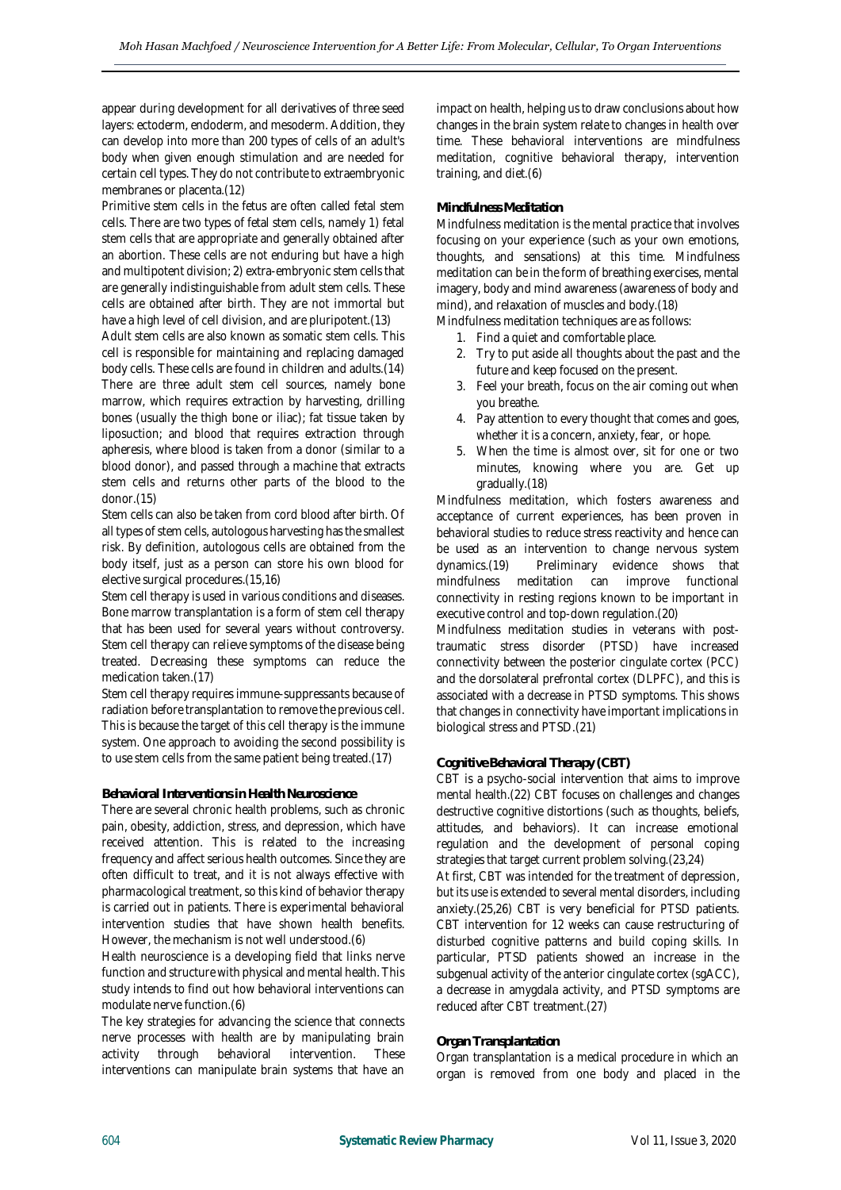appear during development for all derivatives of three seed layers: ectoderm, endoderm, and mesoderm. Addition, they can develop into more than 200 types of cells of an adult's body when given enough stimulation and are needed for certain cell types. They do not contribute to extraembryonic membranes or placenta.(12)

Primitive stem cells in the fetus are often called fetal stem cells. There are two types of fetal stem cells, namely 1) fetal stem cells that are appropriate and generally obtained after an abortion. These cells are not enduring but have a high and multipotent division; 2) extra-embryonic stem cells that are generally indistinguishable from adult stem cells. These cells are obtained after birth. They are not immortal but have a high level of cell division, and are pluripotent.(13)

Adult stem cells are also known as somatic stem cells. This cell is responsible for maintaining and replacing damaged body cells. These cells are found in children and adults.(14) There are three adult stem cell sources, namely bone marrow, which requires extraction by harvesting, drilling bones (usually the thigh bone or iliac); fat tissue taken by liposuction; and blood that requires extraction through apheresis, where blood is taken from a donor (similar to a blood donor), and passed through a machine that extracts stem cells and returns other parts of the blood to the donor.(15)

Stem cells can also be taken from cord blood after birth. Of all types of stem cells, autologous harvesting has the smallest risk. By definition, autologous cells are obtained from the body itself, just as a person can store his own blood for elective surgical procedures.(15,16)

Stem cell therapy is used in various conditions and diseases. Bone marrow transplantation is a form of stem cell therapy that has been used for several years without controversy. Stem cell therapy can relieve symptoms of the disease being treated. Decreasing these symptoms can reduce the medication taken.(17)

Stem cell therapy requires immune-suppressants because of radiation before transplantation to remove the previous cell. This is because the target of this cell therapy is the immune system. One approach to avoiding the second possibility is to use stem cells from the same patient being treated.(17)

**Behavioral Interventions in Health Neuroscience**

There are several chronic health problems, such as chronic pain, obesity, addiction, stress, and depression, which have received attention. This is related to the increasing frequency and affect serious health outcomes. Since they are often difficult to treat, and it is not always effective with pharmacological treatment, so this kind of behavior therapy is carried out in patients. There is experimental behavioral intervention studies that have shown health benefits. However, the mechanism is not well understood.(6)

Health neuroscience is a developing field that links nerve function and structure with physical and mental health. This study intends to find out how behavioral interventions can modulate nerve function.(6)

The key strategies for advancing the science that connects nerve processes with health are by manipulating brain activity through behavioral intervention. These interventions can manipulate brain systems that have an impact on health, helping us to draw conclusions about how changes in the brain system relate to changes in health over time. These behavioral interventions are mindfulness meditation, cognitive behavioral therapy, intervention training, and diet.(6)

**Mindfulness Meditation**

Mindfulness meditation is the mental practice that involves focusing on your experience (such as your own emotions, thoughts, and sensations) at this time. Mindfulness meditation can be in the form of breathing exercises, mental imagery, body and mind awareness (awareness of body and mind), and relaxation of muscles and body.(18)

Mindfulness meditation techniques are as follows:

1. Find a quiet and comfortable place.
2. Try to put aside all thoughts about the past and the future and keep focused on the present.
3. Feel your breath, focus on the air coming out when you breathe.
4. Pay attention to every thought that comes and goes, whether it is a concern, anxiety, fear, or hope.
5. When the time is almost over, sit for one or two minutes, knowing where you are. Get up gradually.(18)

Mindfulness meditation, which fosters awareness and acceptance of current experiences, has been proven in behavioral studies to reduce stress reactivity and hence can be used as an intervention to change nervous system dynamics.(19) Preliminary evidence shows that mindfulness meditation can improve functional connectivity in resting regions known to be important in executive control and top-down regulation.(20)

Mindfulness meditation studies in veterans with post-traumatic stress disorder (PTSD) have increased connectivity between the posterior cingulate cortex (PCC) and the dorsolateral prefrontal cortex (DLPFC), and this is associated with a decrease in PTSD symptoms. This shows that changes in connectivity have important implications in biological stress and PTSD.(21)

**Cognitive Behavioral Therapy (CBT)**

CBT is a psycho-social intervention that aims to improve mental health.(22) CBT focuses on challenges and changes destructive cognitive distortions (such as thoughts, beliefs, attitudes, and behaviors). It can increase emotional regulation and the development of personal coping strategies that target current problem solving.(23,24)

At first, CBT was intended for the treatment of depression, but its use is extended to several mental disorders, including anxiety.(25,26) CBT is very beneficial for PTSD patients. CBT intervention for 12 weeks can cause restructuring of disturbed cognitive patterns and build coping skills. In particular, PTSD patients showed an increase in the subgenual activity of the anterior cingulate cortex (sgACC), a decrease in amygdala activity, and PTSD symptoms are reduced after CBT treatment.(27)

**Organ Transplantation**

Organ transplantation is a medical procedure in which an organ is removed from one body and placed in the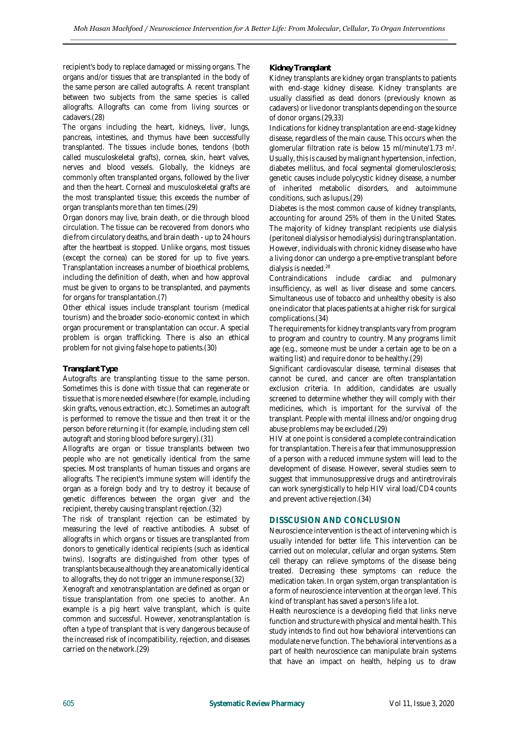recipient's body to replace damaged or missing organs. The organs and/or tissues that are transplanted in the body of the same person are called autografts. A recent transplant between two subjects from the same species is called allografts. Allografts can come from living sources or cadavers.(28)

The organs including the heart, kidneys, liver, lungs, pancreas, intestines, and thymus have been successfully transplanted. The tissues include bones, tendons (both called musculoskeletal grafts), cornea, skin, heart valves, nerves and blood vessels. Globally, the kidneys are commonly often transplanted organs, followed by the liver and then the heart. Corneal and musculoskeletal grafts are the most transplanted tissue; this exceeds the number of organ transplants more than ten times.(29)

Organ donors may live, brain death, or die through blood circulation. The tissue can be recovered from donors who die from circulatory deaths, and brain death - up to 24 hours after the heartbeat is stopped. Unlike organs, most tissues (except the cornea) can be stored for up to five years. Transplantation increases a number of bioethical problems, including the definition of death, when and how approval must be given to organs to be transplanted, and payments for organs for transplantation.(7)

Other ethical issues include transplant tourism (medical tourism) and the broader socio-economic context in which organ procurement or transplantation can occur. A special problem is organ trafficking. There is also an ethical problem for not giving false hope to patients.(30)

### Transplant Type

Autografts are transplanting tissue to the same person. Sometimes this is done with tissue that can regenerate or tissue that is more needed elsewhere (for example, including skin grafts, venous extraction, etc.). Sometimes an autograft is performed to remove the tissue and then treat it or the person before returning it (for example, including stem cell autograft and storing blood before surgery).(31)

Allografts are organ or tissue transplants between two people who are not genetically identical from the same species. Most transplants of human tissues and organs are allografts. The recipient's immune system will identify the organ as a foreign body and try to destroy it because of genetic differences between the organ giver and the recipient, thereby causing transplant rejection.(32)

The risk of transplant rejection can be estimated by measuring the level of reactive antibodies. A subset of allografts in which organs or tissues are transplanted from donors to genetically identical recipients (such as identical twins). Isografts are distinguished from other types of transplants because although they are anatomically identical to allografts, they do not trigger an immune response.(32)

Xenograft and xenotransplantation are defined as organ or tissue transplantation from one species to another. An example is a pig heart valve transplant, which is quite common and successful. However, xenotransplantation is often a type of transplant that is very dangerous because of the increased risk of incompatibility, rejection, and diseases carried on the network.(29)

### Kidney Transplant

Kidney transplants are kidney organ transplants to patients with end-stage kidney disease. Kidney transplants are usually classified as dead donors (previously known as cadavers) or live donor transplants depending on the source of donor organs.(29,33)

Indications for kidney transplantation are end-stage kidney disease, regardless of the main cause. This occurs when the glomerular filtration rate is below 15 ml/minute/1.73 $m^2$. Usually, this is caused by malignant hypertension, infection, diabetes mellitus, and focal segmental glomerulosclerosis; genetic causes include polycystic kidney disease, a number of inherited metabolic disorders, and autoimmune conditions, such as lupus.(29)

Diabetes is the most common cause of kidney transplants, accounting for around 25% of them in the United States. The majority of kidney transplant recipients use dialysis (peritoneal dialysis or hemodialysis) during transplantation. However, individuals with chronic kidney disease who have a living donor can undergo a pre-emptive transplant before dialysis is needed.[28]

Contraindications include cardiac and pulmonary insufficiency, as well as liver disease and some cancers. Simultaneous use of tobacco and unhealthy obesity is also one indicator that places patients at a higher risk for surgical complications.(34)

The requirements for kidney transplants vary from program to program and country to country. Many programs limit age (e.g., someone must be under a certain age to be on a waiting list) and require donor to be healthy.(29)

Significant cardiovascular disease, terminal diseases that cannot be cured, and cancer are often transplantation exclusion criteria. In addition, candidates are usually screened to determine whether they will comply with their medicines, which is important for the survival of the transplant. People with mental illness and/or ongoing drug abuse problems may be excluded.(29)

HIV at one point is considered a complete contraindication for transplantation. There is a fear that immunosuppression of a person with a reduced immune system will lead to the development of disease. However, several studies seem to suggest that immunosuppressive drugs and antiretrovirals can work synergistically to help HIV viral load/CD4 counts and prevent active rejection.(34)

## DISSCUSION AND CONCLUSION

Neuroscience intervention is the act of intervening which is usually intended for better life. This intervention can be carried out on molecular, cellular and organ systems. Stem cell therapy can relieve symptoms of the disease being treated. Decreasing these symptoms can reduce the medication taken. In organ system, organ transplantation is a form of neuroscience intervention at the organ level. This kind of transplant has saved a person's life a lot.

Health neuroscience is a developing field that links nerve function and structure with physical and mental health. This study intends to find out how behavioral interventions can modulate nerve function. The behavioral interventions as a part of health neuroscience can manipulate brain systems that have an impact on health, helping us to draw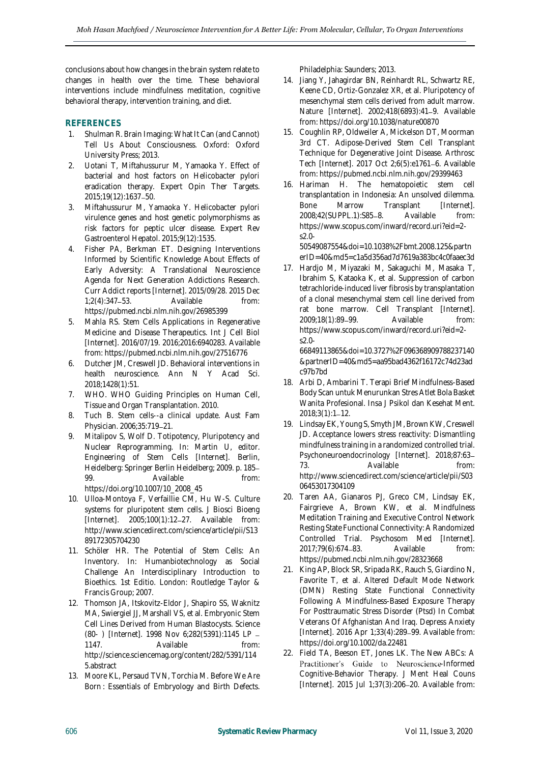conclusions about how changes in the brain system relate to changes in health over the time. These behavioral interventions include mindfulness meditation, cognitive behavioral therapy, intervention training, and diet.

## REFERENCES

1. Shulman R. Brain Imaging: What It Can (and Cannot) Tell Us About Consciousness. Oxford: Oxford University Press; 2013.
2. Uotani T, Miftahussurur M, Yamaoka Y. Effect of bacterial and host factors on Helicobacter pylori eradication therapy. Expert Opin Ther Targets. 2015;19(12):1637–50.
3. Miftahussurur M, Yamaoka Y. Helicobacter pylori virulence genes and host genetic polymorphisms as risk factors for peptic ulcer disease. Expert Rev Gastroenterol Hepatol. 2015;9(12):1535.
4. Fisher PA, Berkman ET. Designing Interventions Informed by Scientific Knowledge About Effects of Early Adversity: A Translational Neuroscience Agenda for Next Generation Addictions Research. Curr Addict reports [Internet]. 2015/09/28. 2015 Dec 1;2(4):347–53. Available from: https://pubmed.ncbi.nlm.nih.gov/26985399
5. Mahla RS. Stem Cells Applications in Regenerative Medicine and Disease Therapeutics. Int J Cell Biol [Internet]. 2016/07/19. 2016;2016:6940283. Available from: https://pubmed.ncbi.nlm.nih.gov/27516776
6. Dutcher JM, Creswell JD. Behavioral interventions in health neuroscience. Ann N Y Acad Sci. 2018;1428(1):51.
7. WHO. WHO Guiding Principles on Human Cell, Tissue and Organ Transplantation. 2010.
8. Tuch B. Stem cells--a clinical update. Aust Fam Physician. 2006;35:719–21.
9. Mitalipov S, Wolf D. Totipotency, Pluripotency and Nuclear Reprogramming. In: Martin U, editor. Engineering of Stem Cells [Internet]. Berlin, Heidelberg: Springer Berlin Heidelberg; 2009. p. 185–99. Available from: https://doi.org/10.1007/10_2008_45
10. Ulloa-Montoya F, Verfaillie CM, Hu W-S. Culture systems for pluripotent stem cells. J Biosci Bioeng [Internet]. 2005;100(1):12–27. Available from: http://www.sciencedirect.com/science/article/pii/S1389172305704230
11. Schöler HR. The Potential of Stem Cells: An Inventory. In: Humanbiotechnology as Social Challenge An Interdisciplinary Introduction to Bioethics. 1st Editio. London: Routledge Taylor & Francis Group; 2007.
12. Thomson JA, Itskovitz-Eldor J, Shapiro SS, Waknitz MA, Swiergiel JJ, Marshall VS, et al. Embryonic Stem Cell Lines Derived from Human Blastocysts. Science (80- ) [Internet]. 1998 Nov 6;282(5391):1145 LP – 1147. Available from: http://science.sciencemag.org/content/282/5391/1145.abstract
13. Moore KL, Persaud TVN, Torchia M. Before We Are Born : Essentials of Embryology and Birth Defects. Philadelphia: Saunders; 2013.
14. Jiang Y, Jahagirdar BN, Reinhardt RL, Schwartz RE, Keene CD, Ortiz-Gonzalez XR, et al. Pluripotency of mesenchymal stem cells derived from adult marrow. Nature [Internet]. 2002;418(6893):41–9. Available from: https://doi.org/10.1038/nature00870
15. Coughlin RP, Oldweiler A, Mickelson DT, Moorman 3rd CT. Adipose-Derived Stem Cell Transplant Technique for Degenerative Joint Disease. Arthrosc Tech [Internet]. 2017 Oct 2;6(5):e1761–6. Available from: https://pubmed.ncbi.nlm.nih.gov/29399463
16. Hariman H. The hematopoietic stem cell transplantation in Indonesia: An unsolved dilemma. Bone Marrow Transplant [Internet]. 2008;42(SUPPL.1):S85–8. Available from: https://www.scopus.com/inward/record.uri?eid=2-s2.0-50549087554&doi=10.1038%2Fbmt.2008.125&partnerID=40&md5=c1a5d356ad7d7619a383bc4c0faaec3d
17. Hardjo M, Miyazaki M, Sakaguchi M, Masaka T, Ibrahim S, Kataoka K, et al. Suppression of carbon tetrachloride-induced liver fibrosis by transplantation of a clonal mesenchymal stem cell line derived from rat bone marrow. Cell Transplant [Internet]. 2009;18(1):89–99. Available from: https://www.scopus.com/inward/record.uri?eid=2-s2.0-66849113865&doi=10.3727%2F096368909788237140&partnerID=40&md5=aa95bad4362f16172c74d23adc97b7bd
18. Arbi D, Ambarini T. Terapi Brief Mindfulness-Based Body Scan untuk Menurunkan Stres Atlet Bola Basket Wanita Profesional. Insa J Psikol dan Kesehat Ment. 2018;3(1):1–12.
19. Lindsay EK, Young S, Smyth JM, Brown KW, Creswell JD. Acceptance lowers stress reactivity: Dismantling mindfulness training in a randomized controlled trial. Psychoneuroendocrinology [Internet]. 2018;87:63–73. Available from: http://www.sciencedirect.com/science/article/pii/S0306453017304109
20. Taren AA, Gianaros PJ, Greco CM, Lindsay EK, Fairgrieve A, Brown KW, et al. Mindfulness Meditation Training and Executive Control Network Resting State Functional Connectivity: A Randomized Controlled Trial. Psychosom Med [Internet]. 2017;79(6):674–83. Available from: https://pubmed.ncbi.nlm.nih.gov/28323668
21. King AP, Block SR, Sripada RK, Rauch S, Giardino N, Favorite T, et al. Altered Default Mode Network (DMN) Resting State Functional Connectivity Following A Mindfulness-Based Exposure Therapy For Posttraumatic Stress Disorder (Ptsd) In Combat Veterans Of Afghanistan And Iraq. Depress Anxiety [Internet]. 2016 Apr 1;33(4):289–99. Available from: https://doi.org/10.1002/da.22481
22. Field TA, Beeson ET, Jones LK. The New ABCs: A Practitioner's Guide to Neuroscience-Informed Cognitive-Behavior Therapy. J Ment Heal Couns [Internet]. 2015 Jul 1;37(3):206–20. Available from: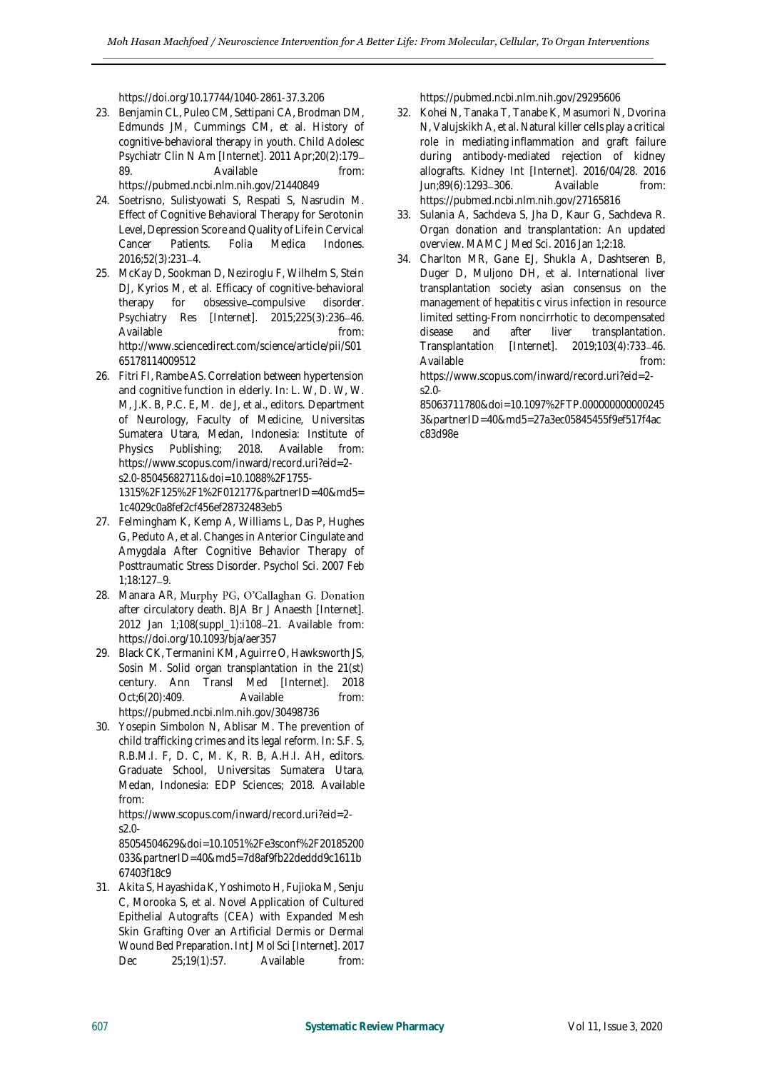https://doi.org/10.17744/1040-2861-37.3.206

23. Benjamin CL, Puleo CM, Settipani CA, Brodman DM, Edmunds JM, Cummings CM, et al. History of cognitive-behavioral therapy in youth. Child Adolesc Psychiatr Clin N Am [Internet]. 2011 Apr;20(2):179–89. Available from: https://pubmed.ncbi.nlm.nih.gov/21440849
24. Soetrisno, Sulistyowati S, Respati S, Nasrudin M. Effect of Cognitive Behavioral Therapy for Serotonin Level, Depression Score and Quality of Life in Cervical Cancer Patients. Folia Medica Indones. 2016;52(3):231–4.
25. McKay D, Sookman D, Neziroglu F, Wilhelm S, Stein DJ, Kyrios M, et al. Efficacy of cognitive-behavioral therapy for obsessive–compulsive disorder. Psychiatry Res [Internet]. 2015;225(3):236–46. Available from: http://www.sciencedirect.com/science/article/pii/S0165178114009512
26. Fitri FI, Rambe AS. Correlation between hypertension and cognitive function in elderly. In: L. W, D. W, W. M, J.K. B, P.C. E, M. de J, et al., editors. Department of Neurology, Faculty of Medicine, Universitas Sumatera Utara, Medan, Indonesia: Institute of Physics Publishing; 2018. Available from: https://www.scopus.com/inward/record.uri?eid=2-s2.0-85045682711&doi=10.1088%2F1755-1315%2F125%2F1%2F012177&partnerID=40&md5=1c4029c0a8fef2cf456ef28732483eb5
27. Felmingham K, Kemp A, Williams L, Das P, Hughes G, Peduto A, et al. Changes in Anterior Cingulate and Amygdala After Cognitive Behavior Therapy of Posttraumatic Stress Disorder. Psychol Sci. 2007 Feb 1;18:127–9.
28. Manara AR, Murphy PG, O'Callaghan G. Donation after circulatory death. BJA Br J Anaesth [Internet]. 2012 Jan 1;108(suppl_1):i108–21. Available from: https://doi.org/10.1093/bja/aer357
29. Black CK, Termanini KM, Aguirre O, Hawksworth JS, Sosin M. Solid organ transplantation in the 21(st) century. Ann Transl Med [Internet]. 2018 Oct;6(20):409. Available from: https://pubmed.ncbi.nlm.nih.gov/30498736
30. Yosepin Simbolon N, Ablisar M. The prevention of child trafficking crimes and its legal reform. In: S.F. S, R.B.M.I. F, D. C, M. K, R. B, A.H.I. AH, editors. Graduate School, Universitas Sumatera Utara, Medan, Indonesia: EDP Sciences; 2018. Available from: https://www.scopus.com/inward/record.uri?eid=2-s2.0-85054504629&doi=10.1051%2Fe3sconf%2F20185200033&partnerID=40&md5=7d8af9fb22deddd9c1611b67403f18c9
31. Akita S, Hayashida K, Yoshimoto H, Fujioka M, Senju C, Morooka S, et al. Novel Application of Cultured Epithelial Autografts (CEA) with Expanded Mesh Skin Grafting Over an Artificial Dermis or Dermal Wound Bed Preparation. Int J Mol Sci [Internet]. 2017 Dec 25;19(1):57. Available from: https://pubmed.ncbi.nlm.nih.gov/29295606
32. Kohei N, Tanaka T, Tanabe K, Masumori N, Dvorina N, Valujskikh A, et al. Natural killer cells play a critical role in mediating inflammation and graft failure during antibody-mediated rejection of kidney allografts. Kidney Int [Internet]. 2016/04/28. 2016 Jun;89(6):1293–306. Available from: https://pubmed.ncbi.nlm.nih.gov/27165816
33. Sulania A, Sachdeva S, Jha D, Kaur G, Sachdeva R. Organ donation and transplantation: An updated overview. MAMC J Med Sci. 2016 Jan 1;2:18.
34. Charlton MR, Gane EJ, Shukla A, Dashtseren B, Duger D, Muljono DH, et al. International liver transplantation society asian consensus on the management of hepatitis c virus infection in resource limited setting-From noncirrhotic to decompensated disease and after liver transplantation. Transplantation [Internet]. 2019;103(4):733–46. Available from: https://www.scopus.com/inward/record.uri?eid=2-s2.0-85063711780&doi=10.1097%2FTP.0000000000002453&partnerID=40&md5=27a3ec05845455f9ef517f4acc83d98e